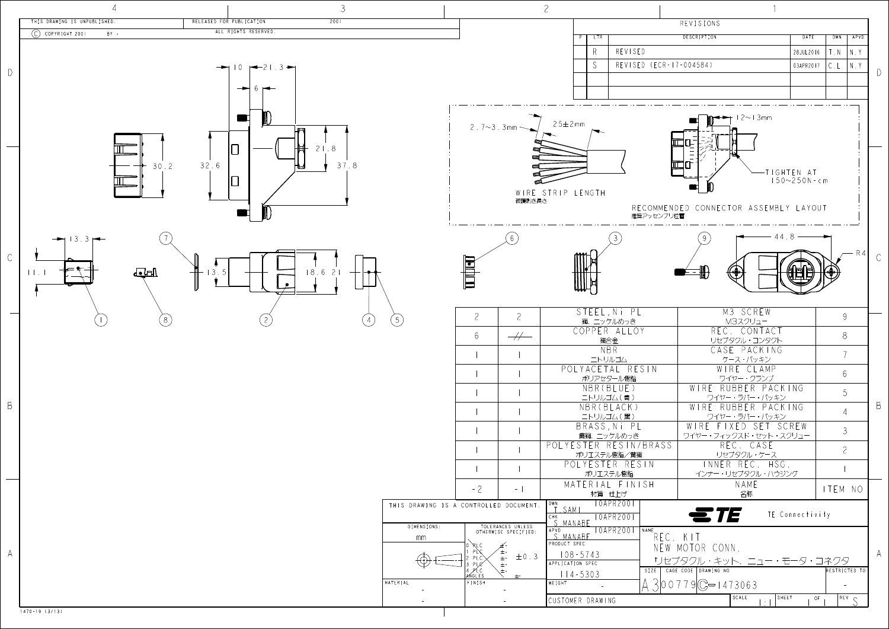THIS DRAWING IS UNPUBLISHED. © COPYRIGHT 2001 BY -

RELEASED FOR PUBLICATION 2001 ALL RIGHTS RESERVED.

## REVISIONS

| P | LTR | DESCRIPTION | DATE | DWN | APVD |
|---|---|---|---|---|---|
| | R | REVISED | 28JUL2016 | T.N | N.Y |
| | S | REVISED (ECR-17-004584) | 03APR2017 | C.L | N.Y |

2.7~3.3mm

25±2mm

WIRE STRIP LENGTH
被覆剥き長さ

12~13mm

TIGHTEN AT 150~250N-cm

RECOMMENDED CONNECTOR ASSEMBLY LAYOUT
推奨アッセンブリ位置

10, 21.3, 6, 21.8, 30.2, 32.6, 37.8, 13.3, 11.1, 13.5, 18.6, 21, 44.8, R4

| -2 | -1 | MATERIAL FINISH 材質 仕上げ | NAME 名称 | ITEM NO |
|---|---|---|---|---|
| 2 | 2 | STEEL, Ni PL 鋼、ニッケルめっき | M3 SCREW M3スクリュー | 9 |
| 6 | -//- | COPPER ALLOY 銅合金 | REC. CONTACT リセプタクル・コンタクト | 8 |
| 1 | 1 | NBR ニトリルゴム | CASE PACKING ケース・パッキン | 7 |
| 1 | 1 | POLYACETAL RESIN ポリアセタール樹脂 | WIRE CLAMP ワイヤー・クランプ | 6 |
| 1 | 1 | NBR(BLUE) ニトリルゴム(青) | WIRE RUBBER PACKING ワイヤー・ラバー・パッキン | 5 |
| 1 | 1 | NBR(BLACK) ニトリルゴム(黒) | WIRE RUBBER PACKING ワイヤー・ラバー・パッキン | 4 |
| 1 | 1 | BRASS, Ni PL 黄銅、ニッケルめっき | WIRE FIXED SET SCREW ワイヤー・フィックスド・セット・スクリュー | 3 |
| 1 | 1 | POLYESTER RESIN/BRASS ポリエステル樹脂/黄銅 | REC. CASE リセプタクル・ケース | 2 |
| 1 | 1 | POLYESTER RESIN ポリエステル樹脂 | INNER REC. HSG. インナー・リセプタクル・ハウジング | 1 |

THIS DRAWING IS A CONTROLLED DOCUMENT.

DIMENSIONS: mm

TOLERANCES UNLESS OTHERWISE SPECIFIED: 0 PLC ±- 1 PLC ±- 2 PLC ±0.3 3 PLC ±- 4 PLC ±- ANGLES ±-

MATERIAL -

FINISH -

DWN T.SAMI 10APR2001

CHK S.MANABE 10APR2001

APVD S.MANABE 10APR2001

PRODUCT SPEC 108-5743

APPLICATION SPEC 114-5303

WEIGHT -

TE Connectivity

NAME REC. KIT NEW MOTOR CONN. リセプタクル・キット、ニュー・モータ・コネクタ

SIZE A3 CAGE CODE 00779 DRAWING NO C-1473063 RESTRICTED TO -

CUSTOMER DRAWING SCALE 1:1 SHEET 1 OF 1 REV S

1470-19 (3/13)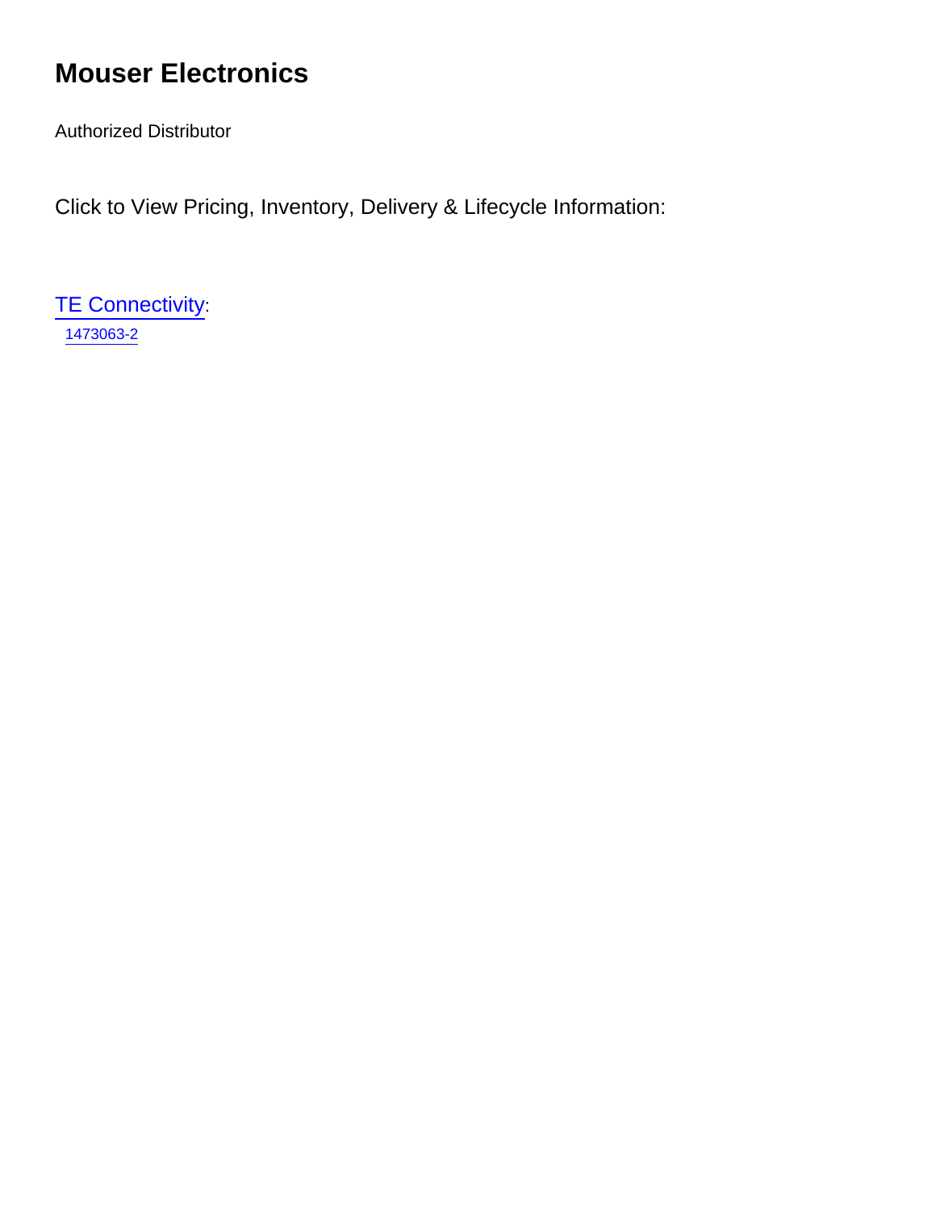# Mouser Electronics

Authorized Distributor

Click to View Pricing, Inventory, Delivery & Lifecycle Information:

TE Connectivity:

1473063-2